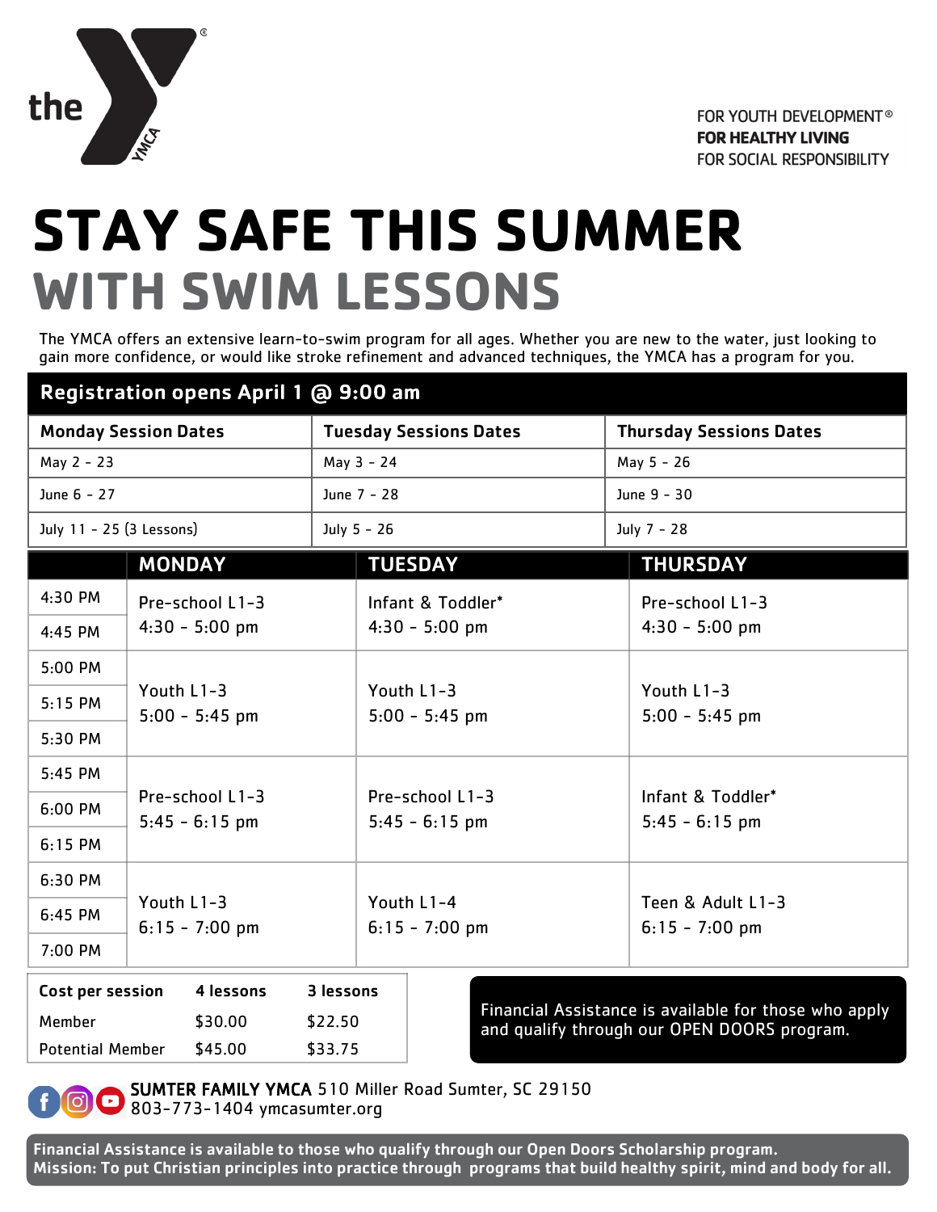the YMCA

FOR YOUTH DEVELOPMENT®
**FOR HEALTHY LIVING**
FOR SOCIAL RESPONSIBILITY

# STAY SAFE THIS SUMMER
# WITH SWIM LESSONS

The YMCA offers an extensive learn-to-swim program for all ages. Whether you are new to the water, just looking to gain more confidence, or would like stroke refinement and advanced techniques, the YMCA has a program for you.

**Registration opens April 1 @ 9:00 am**

| Monday Session Dates | Tuesday Sessions Dates | Thursday Sessions Dates |
|---|---|---|
| May 2 - 23 | May 3 - 24 | May 5 - 26 |
| June 6 - 27 | June 7 - 28 | June 9 - 30 |
| July 11 - 25 (3 Lessons) | July 5 - 26 | July 7 - 28 |

| | MONDAY | TUESDAY | THURSDAY |
|---|---|---|---|
| 4:30 PM | Pre-school L1-3 4:30 - 5:00 pm | Infant & Toddler* 4:30 - 5:00 pm | Pre-school L1-3 4:30 - 5:00 pm |
| 4:45 PM | | | |
| 5:00 PM | Youth L1-3 5:00 - 5:45 pm | Youth L1-3 5:00 - 5:45 pm | Youth L1-3 5:00 - 5:45 pm |
| 5:15 PM | | | |
| 5:30 PM | | | |
| 5:45 PM | Pre-school L1-3 5:45 - 6:15 pm | Pre-school L1-3 5:45 - 6:15 pm | Infant & Toddler* 5:45 - 6:15 pm |
| 6:00 PM | | | |
| 6:15 PM | | | |
| 6:30 PM | Youth L1-3 6:15 - 7:00 pm | Youth L1-4 6:15 - 7:00 pm | Teen & Adult L1-3 6:15 - 7:00 pm |
| 6:45 PM | | | |
| 7:00 PM | | | |

| Cost per session | 4 lessons | 3 lessons |
|---|---|---|
| Member | $30.00 | $22.50 |
| Potential Member | $45.00 | $33.75 |

Financial Assistance is available for those who apply and qualify through our OPEN DOORS program.

**SUMTER FAMILY YMCA** 510 Miller Road Sumter, SC 29150
803-773-1404 ymcasumter.org

**Financial Assistance is available to those who qualify through our Open Doors Scholarship program.**
**Mission: To put Christian principles into practice through programs that build healthy spirit, mind and body for all.**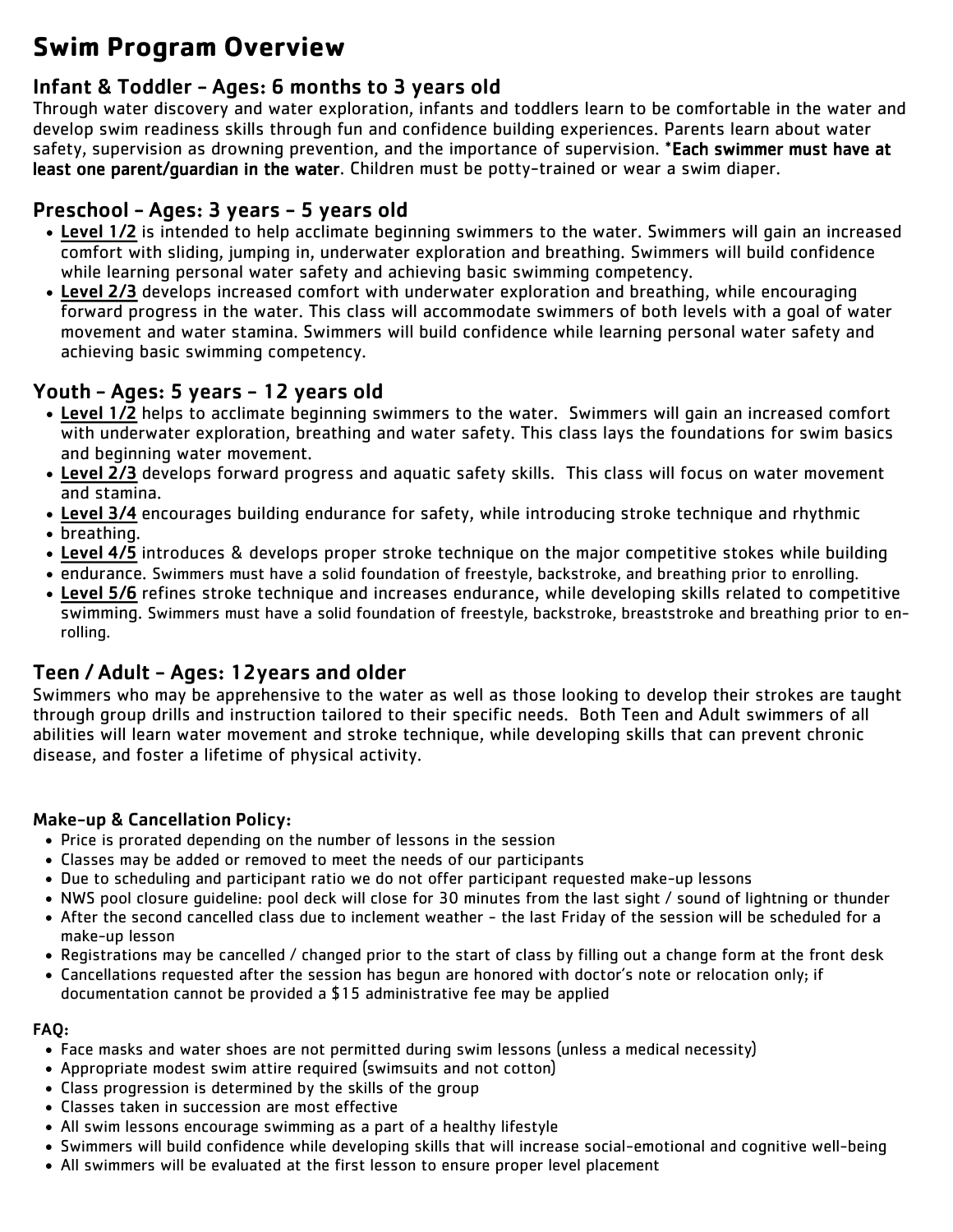# Swim Program Overview

## Infant & Toddler - Ages: 6 months to 3 years old

Through water discovery and water exploration, infants and toddlers learn to be comfortable in the water and develop swim readiness skills through fun and confidence building experiences. Parents learn about water safety, supervision as drowning prevention, and the importance of supervision. **\*Each swimmer must have at least one parent/guardian in the water**. Children must be potty-trained or wear a swim diaper.

## Preschool - Ages: 3 years - 5 years old

- **Level 1/2** is intended to help acclimate beginning swimmers to the water. Swimmers will gain an increased comfort with sliding, jumping in, underwater exploration and breathing. Swimmers will build confidence while learning personal water safety and achieving basic swimming competency.
- **Level 2/3** develops increased comfort with underwater exploration and breathing, while encouraging forward progress in the water. This class will accommodate swimmers of both levels with a goal of water movement and water stamina. Swimmers will build confidence while learning personal water safety and achieving basic swimming competency.

## Youth - Ages: 5 years - 12 years old

- **Level 1/2** helps to acclimate beginning swimmers to the water. Swimmers will gain an increased comfort with underwater exploration, breathing and water safety. This class lays the foundations for swim basics and beginning water movement.
- **Level 2/3** develops forward progress and aquatic safety skills. This class will focus on water movement and stamina.
- **Level 3/4** encourages building endurance for safety, while introducing stroke technique and rhythmic
- breathing.
- **Level 4/5** introduces & develops proper stroke technique on the major competitive stokes while building
- endurance. Swimmers must have a solid foundation of freestyle, backstroke, and breathing prior to enrolling.
- **Level 5/6** refines stroke technique and increases endurance, while developing skills related to competitive swimming. Swimmers must have a solid foundation of freestyle, backstroke, breaststroke and breathing prior to enrolling.

## Teen / Adult - Ages: 12years and older

Swimmers who may be apprehensive to the water as well as those looking to develop their strokes are taught through group drills and instruction tailored to their specific needs. Both Teen and Adult swimmers of all abilities will learn water movement and stroke technique, while developing skills that can prevent chronic disease, and foster a lifetime of physical activity.

### Make-up & Cancellation Policy:

- Price is prorated depending on the number of lessons in the session
- Classes may be added or removed to meet the needs of our participants
- Due to scheduling and participant ratio we do not offer participant requested make-up lessons
- NWS pool closure guideline: pool deck will close for 30 minutes from the last sight / sound of lightning or thunder
- After the second cancelled class due to inclement weather - the last Friday of the session will be scheduled for a make-up lesson
- Registrations may be cancelled / changed prior to the start of class by filling out a change form at the front desk
- Cancellations requested after the session has begun are honored with doctor's note or relocation only; if documentation cannot be provided a $15 administrative fee may be applied

### FAQ:

- Face masks and water shoes are not permitted during swim lessons (unless a medical necessity)
- Appropriate modest swim attire required (swimsuits and not cotton)
- Class progression is determined by the skills of the group
- Classes taken in succession are most effective
- All swim lessons encourage swimming as a part of a healthy lifestyle
- Swimmers will build confidence while developing skills that will increase social-emotional and cognitive well-being
- All swimmers will be evaluated at the first lesson to ensure proper level placement